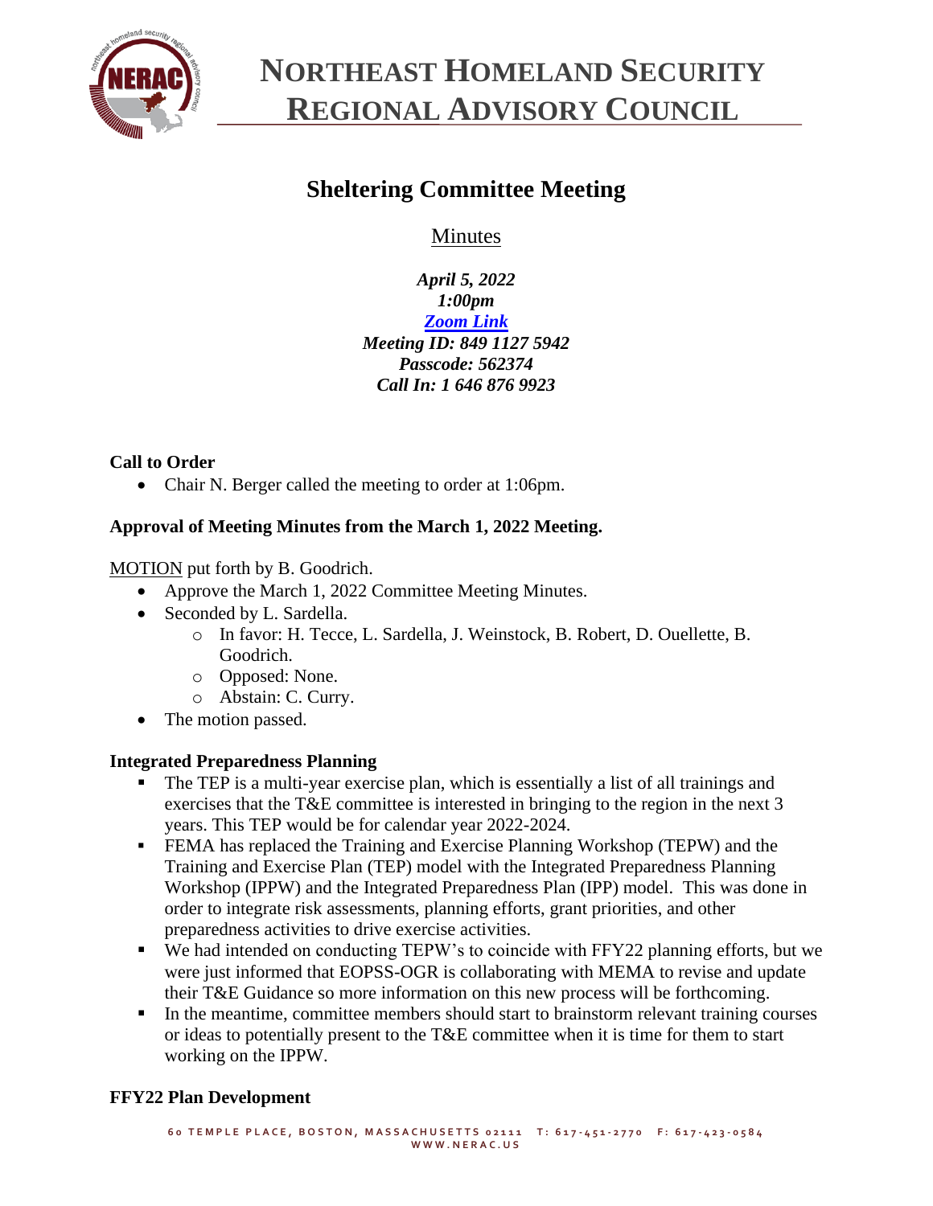# NORTHEAST HOMELAND SECURITY REGIONAL ADVISORY COUNCIL

## Sheltering Committee Meeting

Minutes

*April 5, 2022*
*1:00pm*
*[Zoom Link]*
*Meeting ID: 849 1127 5942*
*Passcode: 562374*
*Call In: 1 646 876 9923*

**Call to Order**

- Chair N. Berger called the meeting to order at 1:06pm.

**Approval of Meeting Minutes from the March 1, 2022 Meeting.**

MOTION put forth by B. Goodrich.

- Approve the March 1, 2022 Committee Meeting Minutes.
- Seconded by L. Sardella.
  - In favor: H. Tecce, L. Sardella, J. Weinstock, B. Robert, D. Ouellette, B. Goodrich.
  - Opposed: None.
  - Abstain: C. Curry.
- The motion passed.

**Integrated Preparedness Planning**

- The TEP is a multi-year exercise plan, which is essentially a list of all trainings and exercises that the T&E committee is interested in bringing to the region in the next 3 years. This TEP would be for calendar year 2022-2024.
- FEMA has replaced the Training and Exercise Planning Workshop (TEPW) and the Training and Exercise Plan (TEP) model with the Integrated Preparedness Planning Workshop (IPPW) and the Integrated Preparedness Plan (IPP) model. This was done in order to integrate risk assessments, planning efforts, grant priorities, and other preparedness activities to drive exercise activities.
- We had intended on conducting TEPW's to coincide with FFY22 planning efforts, but we were just informed that EOPSS-OGR is collaborating with MEMA to revise and update their T&E Guidance so more information on this new process will be forthcoming.
- In the meantime, committee members should start to brainstorm relevant training courses or ideas to potentially present to the T&E committee when it is time for them to start working on the IPPW.

**FFY22 Plan Development**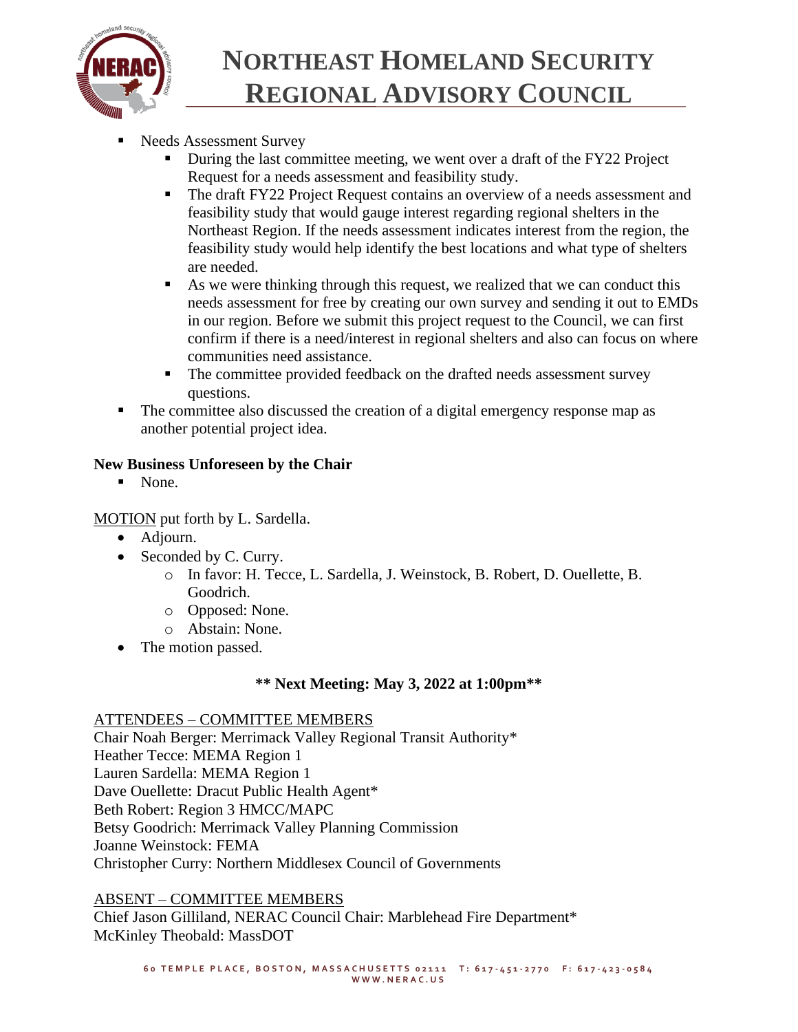- Needs Assessment Survey
    - During the last committee meeting, we went over a draft of the FY22 Project Request for a needs assessment and feasibility study.
    - The draft FY22 Project Request contains an overview of a needs assessment and feasibility study that would gauge interest regarding regional shelters in the Northeast Region. If the needs assessment indicates interest from the region, the feasibility study would help identify the best locations and what type of shelters are needed.
    - As we were thinking through this request, we realized that we can conduct this needs assessment for free by creating our own survey and sending it out to EMDs in our region. Before we submit this project request to the Council, we can first confirm if there is a need/interest in regional shelters and also can focus on where communities need assistance.
    - The committee provided feedback on the drafted needs assessment survey questions.
- The committee also discussed the creation of a digital emergency response map as another potential project idea.

**New Business Unforeseen by the Chair**

- None.

MOTION put forth by L. Sardella.

- Adjourn.
- Seconded by C. Curry.
    - In favor: H. Tecce, L. Sardella, J. Weinstock, B. Robert, D. Ouellette, B. Goodrich.
    - Opposed: None.
    - Abstain: None.
- The motion passed.

**** Next Meeting: May 3, 2022 at 1:00pm****

ATTENDEES – COMMITTEE MEMBERS

Chair Noah Berger: Merrimack Valley Regional Transit Authority*
Heather Tecce: MEMA Region 1
Lauren Sardella: MEMA Region 1
Dave Ouellette: Dracut Public Health Agent*
Beth Robert: Region 3 HMCC/MAPC
Betsy Goodrich: Merrimack Valley Planning Commission
Joanne Weinstock: FEMA
Christopher Curry: Northern Middlesex Council of Governments

ABSENT – COMMITTEE MEMBERS

Chief Jason Gilliland, NERAC Council Chair: Marblehead Fire Department*
McKinley Theobald: MassDOT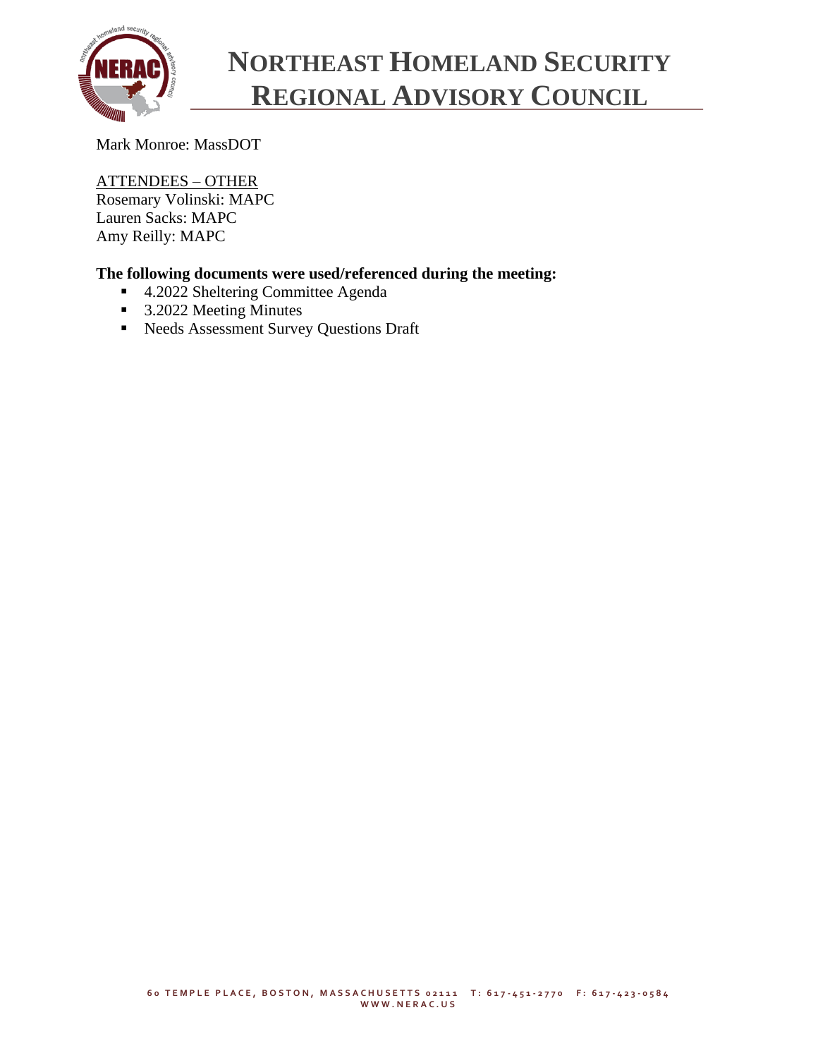Mark Monroe: MassDOT

ATTENDEES – OTHER

Rosemary Volinski: MAPC
Lauren Sacks: MAPC
Amy Reilly: MAPC

**The following documents were used/referenced during the meeting:**

- 4.2022 Sheltering Committee Agenda
- 3.2022 Meeting Minutes
- Needs Assessment Survey Questions Draft